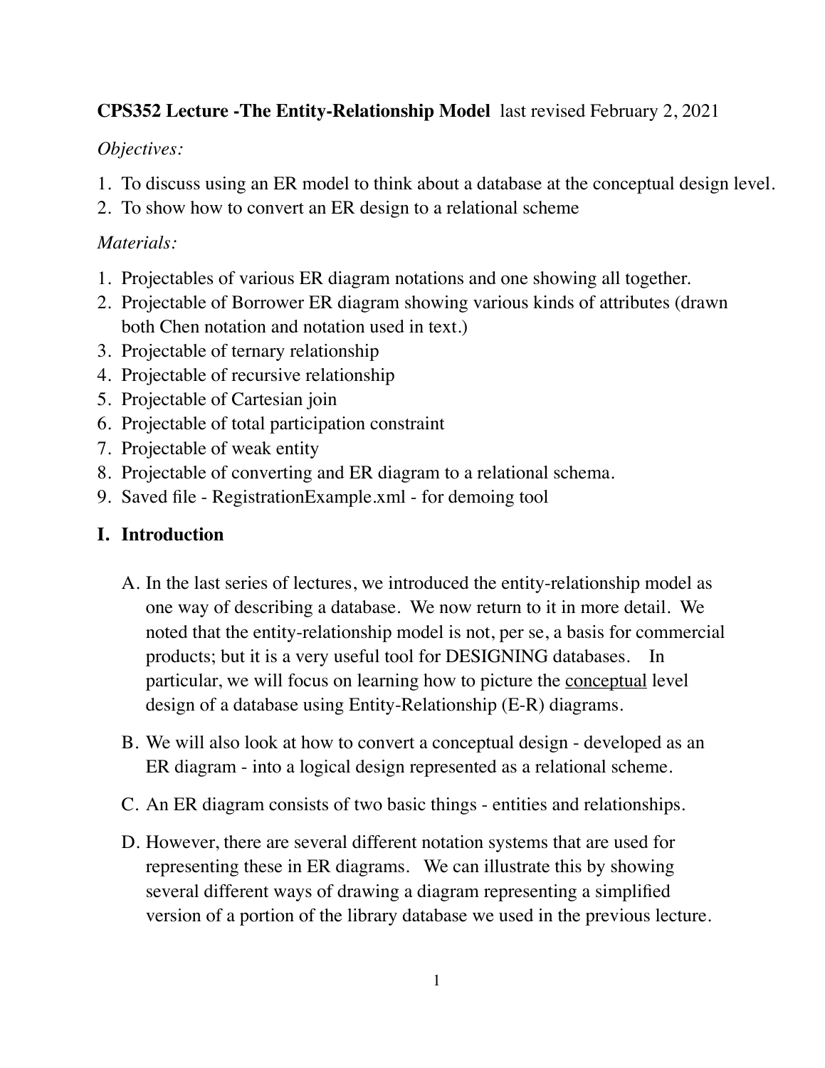**CPS352 Lecture -The Entity-Relationship Model** last revised February 2, 2021

*Objectives:*

1. To discuss using an ER model to think about a database at the conceptual design level.
2. To show how to convert an ER design to a relational scheme

*Materials:*

1. Projectables of various ER diagram notations and one showing all together.
2. Projectable of Borrower ER diagram showing various kinds of attributes (drawn both Chen notation and notation used in text.)
3. Projectable of ternary relationship
4. Projectable of recursive relationship
5. Projectable of Cartesian join
6. Projectable of total participation constraint
7. Projectable of weak entity
8. Projectable of converting and ER diagram to a relational schema.
9. Saved file - RegistrationExample.xml - for demoing tool

## I. Introduction

A. In the last series of lectures, we introduced the entity-relationship model as one way of describing a database. We now return to it in more detail. We noted that the entity-relationship model is not, per se, a basis for commercial products; but it is a very useful tool for DESIGNING databases. In particular, we will focus on learning how to picture the <u>conceptual</u> level design of a database using Entity-Relationship (E-R) diagrams.

B. We will also look at how to convert a conceptual design - developed as an ER diagram - into a logical design represented as a relational scheme.

C. An ER diagram consists of two basic things - entities and relationships.

D. However, there are several different notation systems that are used for representing these in ER diagrams. We can illustrate this by showing several different ways of drawing a diagram representing a simplified version of a portion of the library database we used in the previous lecture.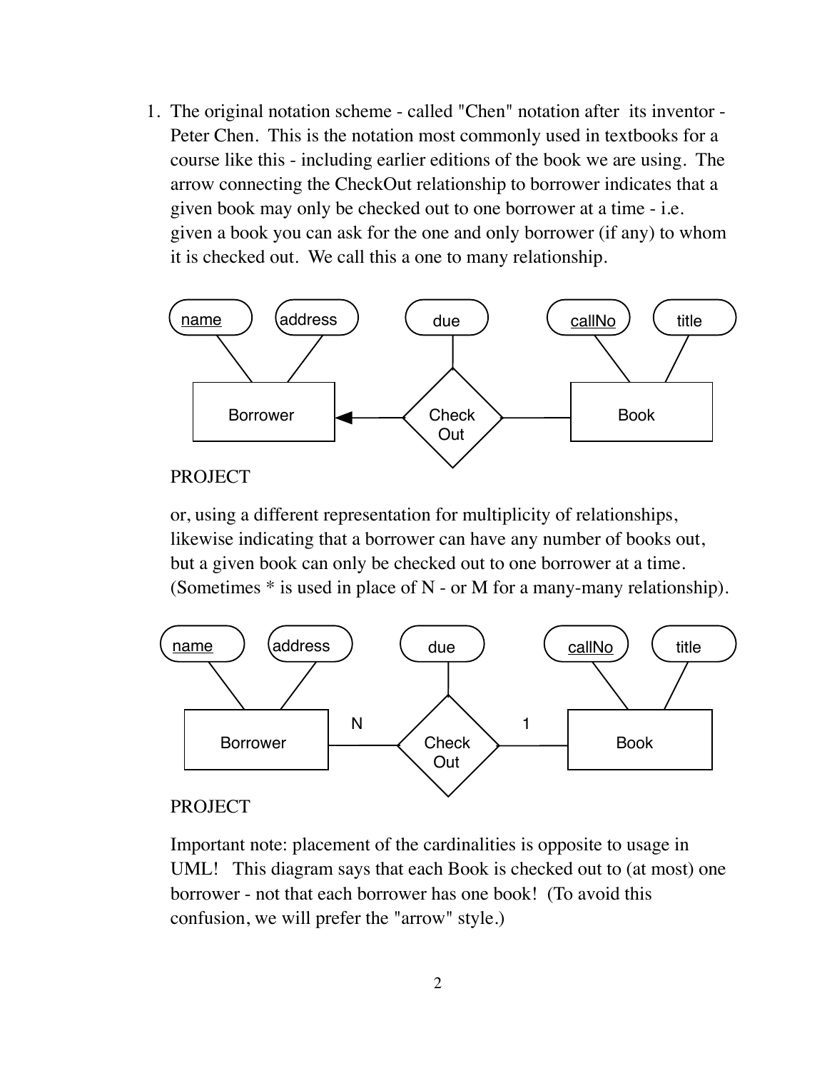1. The original notation scheme - called "Chen" notation after its inventor - Peter Chen. This is the notation most commonly used in textbooks for a course like this - including earlier editions of the book we are using. The arrow connecting the CheckOut relationship to borrower indicates that a given book may only be checked out to one borrower at a time - i.e. given a book you can ask for the one and only borrower (if any) to whom it is checked out. We call this a one to many relationship.

   PROJECT

   or, using a different representation for multiplicity of relationships, likewise indicating that a borrower can have any number of books out, but a given book can only be checked out to one borrower at a time. (Sometimes * is used in place of N - or M for a many-many relationship).

   PROJECT

   Important note: placement of the cardinalities is opposite to usage in UML! This diagram says that each Book is checked out to (at most) one borrower - not that each borrower has one book! (To avoid this confusion, we will prefer the "arrow" style.)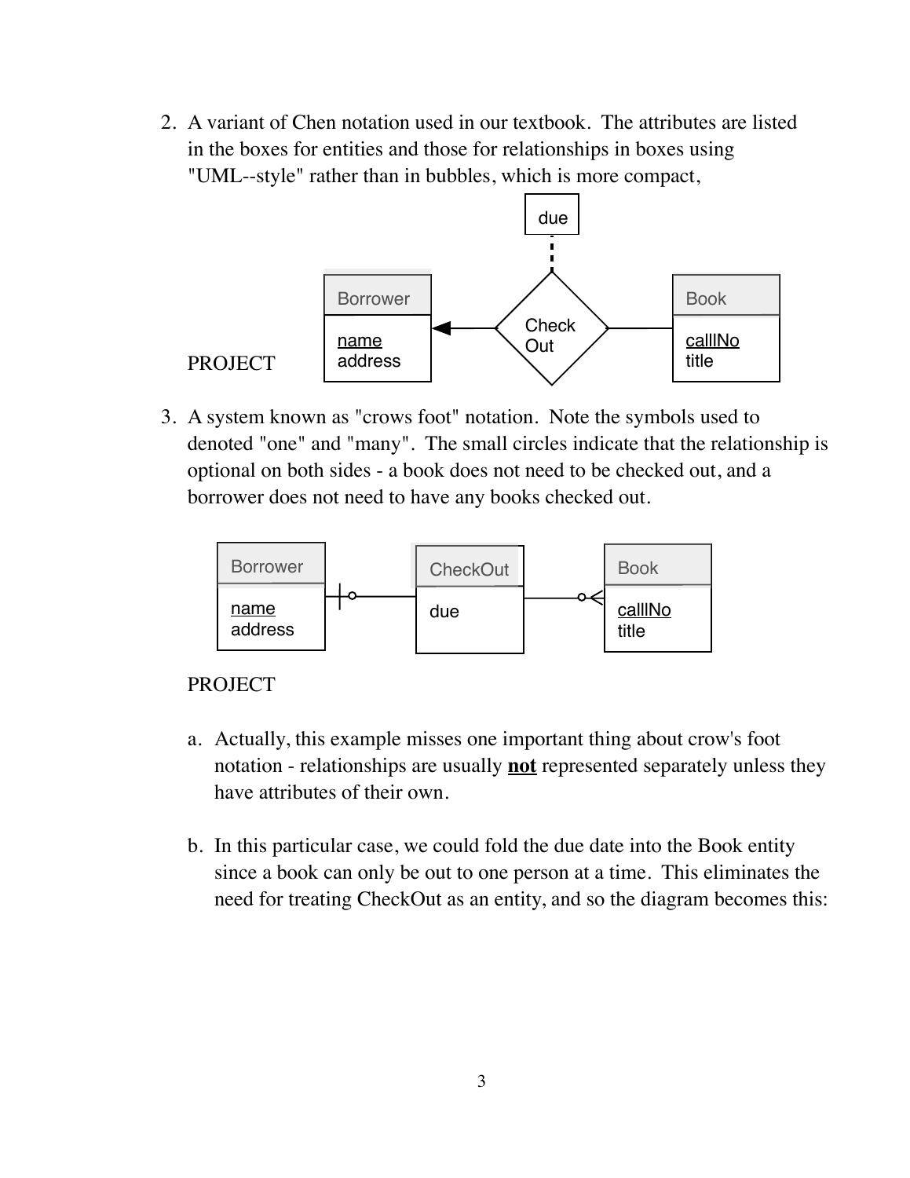2. A variant of Chen notation used in our textbook. The attributes are listed in the boxes for entities and those for relationships in boxes using "UML--style" rather than in bubbles, which is more compact,

   PROJECT

3. A system known as "crows foot" notation. Note the symbols used to denoted "one" and "many". The small circles indicate that the relationship is optional on both sides - a book does not need to be checked out, and a borrower does not need to have any books checked out.

   PROJECT

   a. Actually, this example misses one important thing about crow's foot notation - relationships are usually **not** represented separately unless they have attributes of their own.

   b. In this particular case, we could fold the due date into the Book entity since a book can only be out to one person at a time. This eliminates the need for treating CheckOut as an entity, and so the diagram becomes this: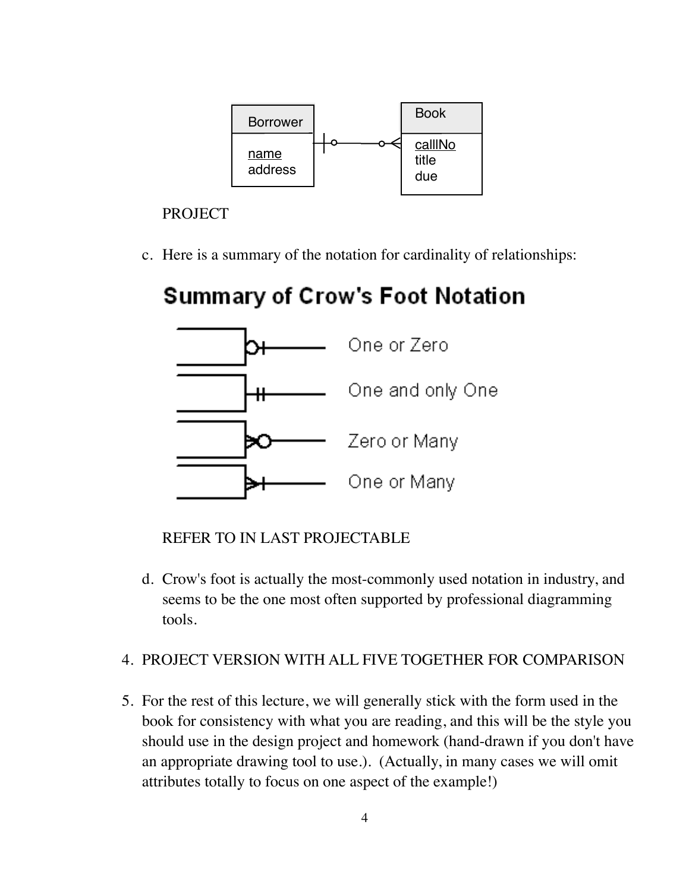PROJECT

c. Here is a summary of the notation for cardinality of relationships:

REFER TO IN LAST PROJECTABLE

d. Crow's foot is actually the most-commonly used notation in industry, and seems to be the one most often supported by professional diagramming tools.

4. PROJECT VERSION WITH ALL FIVE TOGETHER FOR COMPARISON

5. For the rest of this lecture, we will generally stick with the form used in the book for consistency with what you are reading, and this will be the style you should use in the design project and homework (hand-drawn if you don't have an appropriate drawing tool to use.). (Actually, in many cases we will omit attributes totally to focus on one aspect of the example!)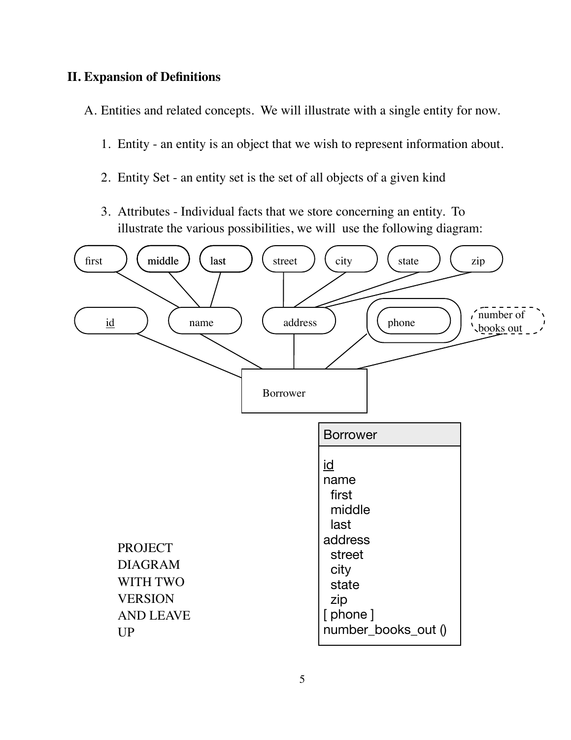## II. Expansion of Definitions

A. Entities and related concepts. We will illustrate with a single entity for now.

1. Entity - an entity is an object that we wish to represent information about.

2. Entity Set - an entity set is the set of all objects of a given kind

3. Attributes - Individual facts that we store concerning an entity. To illustrate the various possibilities, we will use the following diagram:

first middle last street city state zip

id name address phone number of books out

Borrower

| Borrower |
| --- |
| id<br>name<br>  first<br>  middle<br>  last<br>address<br>  street<br>  city<br>  state<br>  zip<br>[ phone ]<br>number_books_out () |

PROJECT DIAGRAM WITH TWO VERSION AND LEAVE UP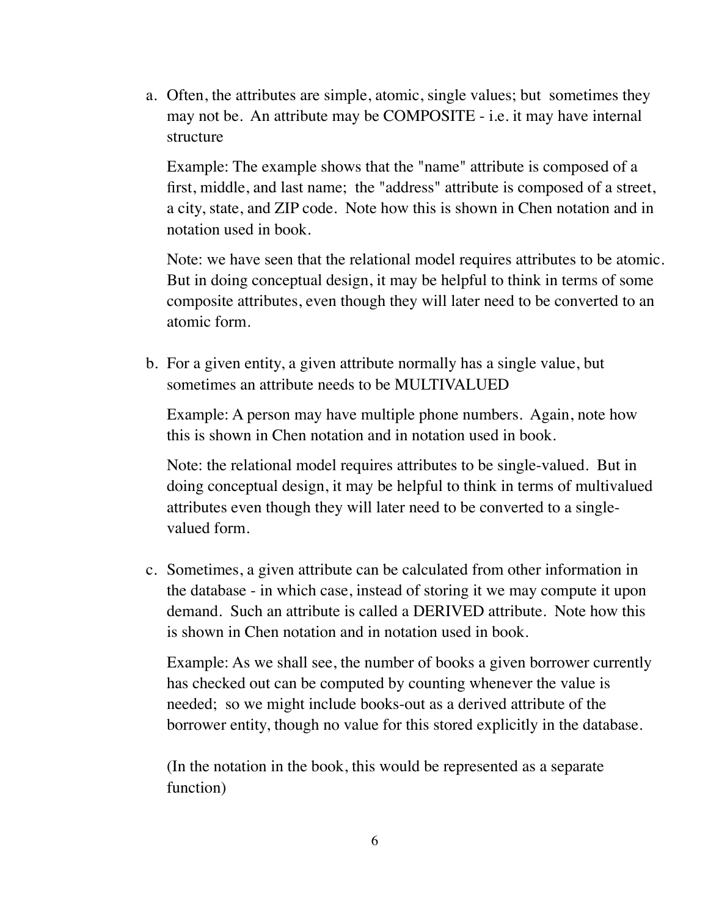a. Often, the attributes are simple, atomic, single values; but sometimes they may not be. An attribute may be COMPOSITE - i.e. it may have internal structure

   Example: The example shows that the "name" attribute is composed of a first, middle, and last name; the "address" attribute is composed of a street, a city, state, and ZIP code. Note how this is shown in Chen notation and in notation used in book.

   Note: we have seen that the relational model requires attributes to be atomic. But in doing conceptual design, it may be helpful to think in terms of some composite attributes, even though they will later need to be converted to an atomic form.

b. For a given entity, a given attribute normally has a single value, but sometimes an attribute needs to be MULTIVALUED

   Example: A person may have multiple phone numbers. Again, note how this is shown in Chen notation and in notation used in book.

   Note: the relational model requires attributes to be single-valued. But in doing conceptual design, it may be helpful to think in terms of multivalued attributes even though they will later need to be converted to a single-valued form.

c. Sometimes, a given attribute can be calculated from other information in the database - in which case, instead of storing it we may compute it upon demand. Such an attribute is called a DERIVED attribute. Note how this is shown in Chen notation and in notation used in book.

   Example: As we shall see, the number of books a given borrower currently has checked out can be computed by counting whenever the value is needed; so we might include books-out as a derived attribute of the borrower entity, though no value for this stored explicitly in the database.

   (In the notation in the book, this would be represented as a separate function)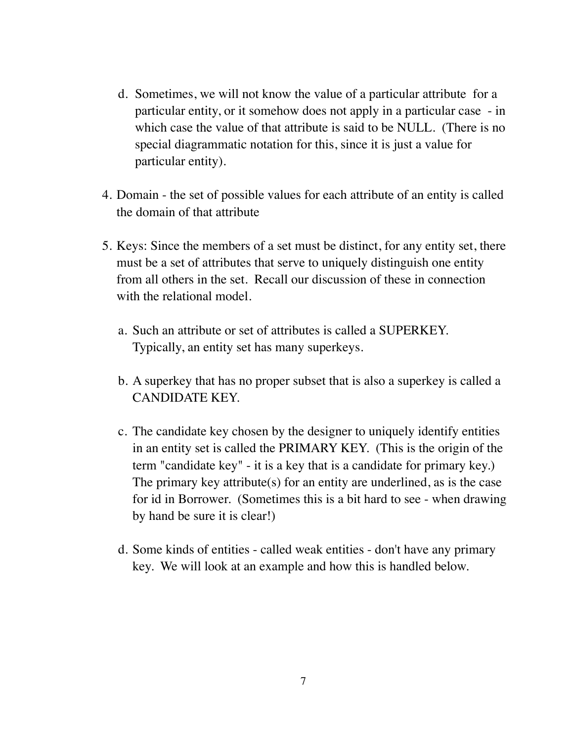d. Sometimes, we will not know the value of a particular attribute for a particular entity, or it somehow does not apply in a particular case - in which case the value of that attribute is said to be NULL. (There is no special diagrammatic notation for this, since it is just a value for particular entity).

4. Domain - the set of possible values for each attribute of an entity is called the domain of that attribute

5. Keys: Since the members of a set must be distinct, for any entity set, there must be a set of attributes that serve to uniquely distinguish one entity from all others in the set. Recall our discussion of these in connection with the relational model.

   a. Such an attribute or set of attributes is called a SUPERKEY. Typically, an entity set has many superkeys.

   b. A superkey that has no proper subset that is also a superkey is called a CANDIDATE KEY.

   c. The candidate key chosen by the designer to uniquely identify entities in an entity set is called the PRIMARY KEY. (This is the origin of the term "candidate key" - it is a key that is a candidate for primary key.) The primary key attribute(s) for an entity are underlined, as is the case for id in Borrower. (Sometimes this is a bit hard to see - when drawing by hand be sure it is clear!)

   d. Some kinds of entities - called weak entities - don't have any primary key. We will look at an example and how this is handled below.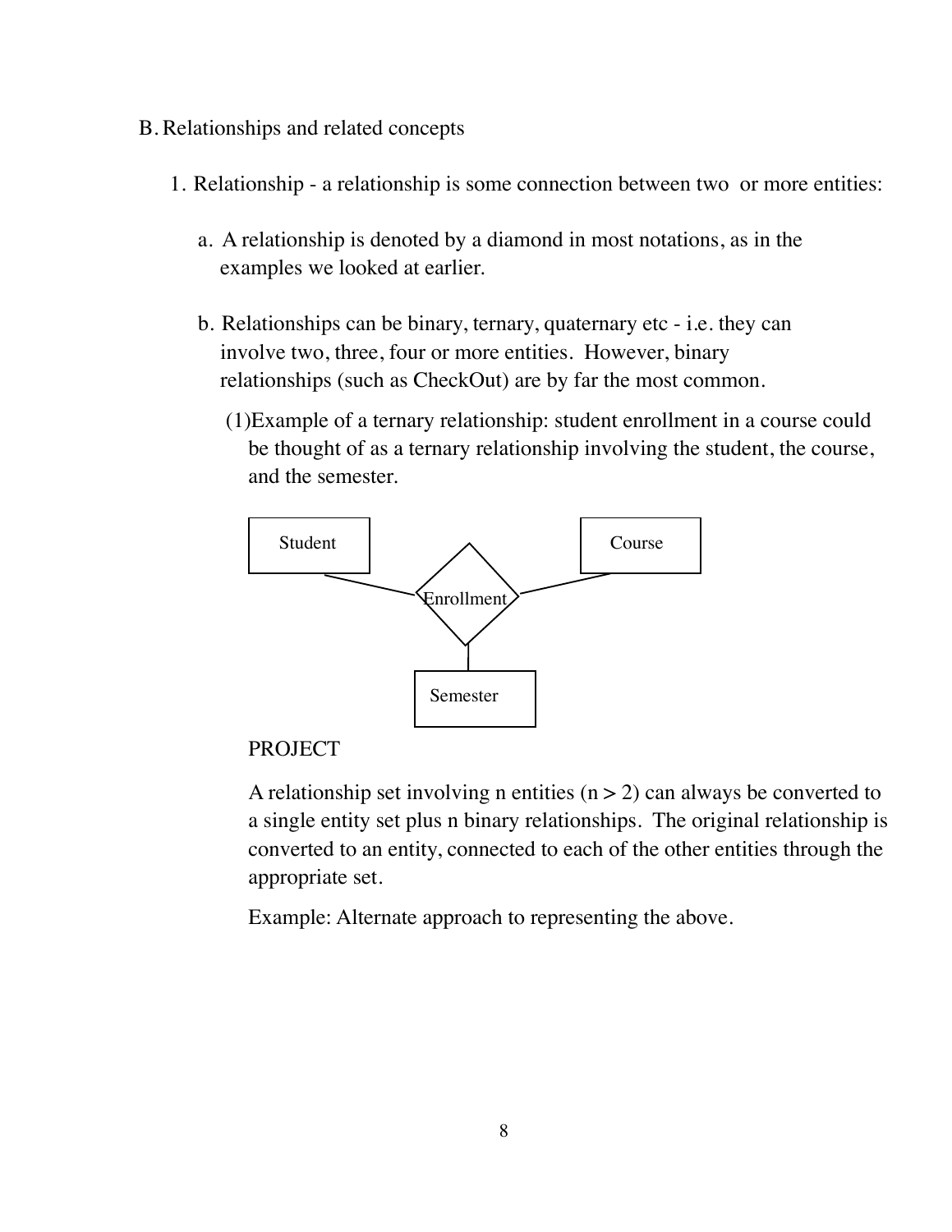B. Relationships and related concepts

1. Relationship - a relationship is some connection between two or more entities:

   a. A relationship is denoted by a diamond in most notations, as in the examples we looked at earlier.

   b. Relationships can be binary, ternary, quaternary etc - i.e. they can involve two, three, four or more entities. However, binary relationships (such as CheckOut) are by far the most common.

      (1) Example of a ternary relationship: student enrollment in a course could be thought of as a ternary relationship involving the student, the course, and the semester.

      Student — Enrollment — Course; Enrollment — Semester

      PROJECT

      A relationship set involving n entities ($n > 2$) can always be converted to a single entity set plus n binary relationships. The original relationship is converted to an entity, connected to each of the other entities through the appropriate set.

      Example: Alternate approach to representing the above.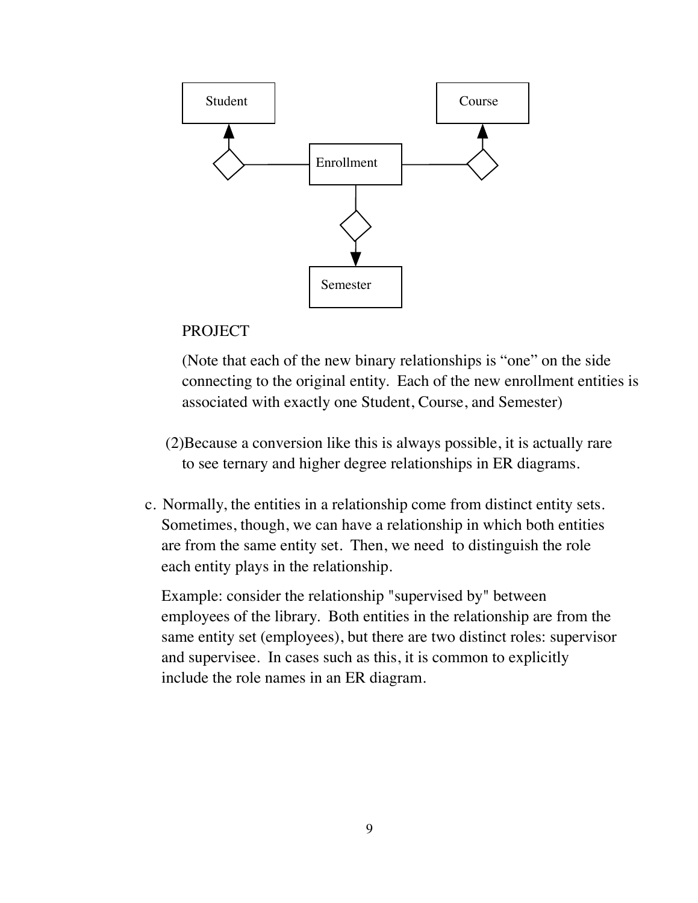Student

Course

Enrollment

Semester

PROJECT

(Note that each of the new binary relationships is "one" on the side connecting to the original entity. Each of the new enrollment entities is associated with exactly one Student, Course, and Semester)

(2) Because a conversion like this is always possible, it is actually rare to see ternary and higher degree relationships in ER diagrams.

c. Normally, the entities in a relationship come from distinct entity sets. Sometimes, though, we can have a relationship in which both entities are from the same entity set. Then, we need to distinguish the role each entity plays in the relationship.

Example: consider the relationship "supervised by" between employees of the library. Both entities in the relationship are from the same entity set (employees), but there are two distinct roles: supervisor and supervisee. In cases such as this, it is common to explicitly include the role names in an ER diagram.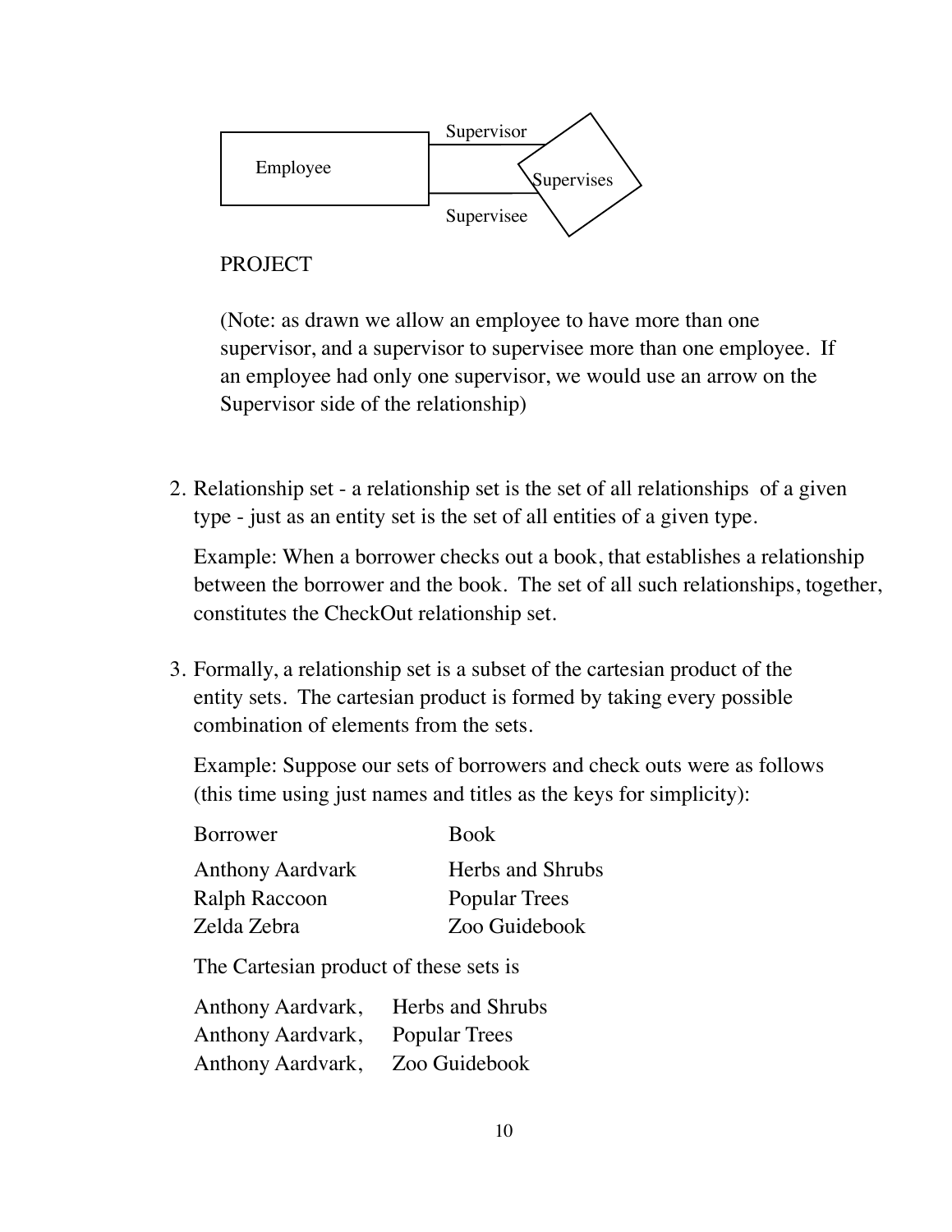Employee — Supervisor / Supervisee — Supervises

PROJECT

(Note: as drawn we allow an employee to have more than one supervisor, and a supervisor to supervisee more than one employee. If an employee had only one supervisor, we would use an arrow on the Supervisor side of the relationship)

2. Relationship set - a relationship set is the set of all relationships of a given type - just as an entity set is the set of all entities of a given type.

   Example: When a borrower checks out a book, that establishes a relationship between the borrower and the book. The set of all such relationships, together, constitutes the CheckOut relationship set.

3. Formally, a relationship set is a subset of the cartesian product of the entity sets. The cartesian product is formed by taking every possible combination of elements from the sets.

   Example: Suppose our sets of borrowers and check outs were as follows (this time using just names and titles as the keys for simplicity):

   | Borrower | Book |
   |---|---|
   | Anthony Aardvark | Herbs and Shrubs |
   | Ralph Raccoon | Popular Trees |
   | Zelda Zebra | Zoo Guidebook |

   The Cartesian product of these sets is

   Anthony Aardvark, Herbs and Shrubs
   Anthony Aardvark, Popular Trees
   Anthony Aardvark, Zoo Guidebook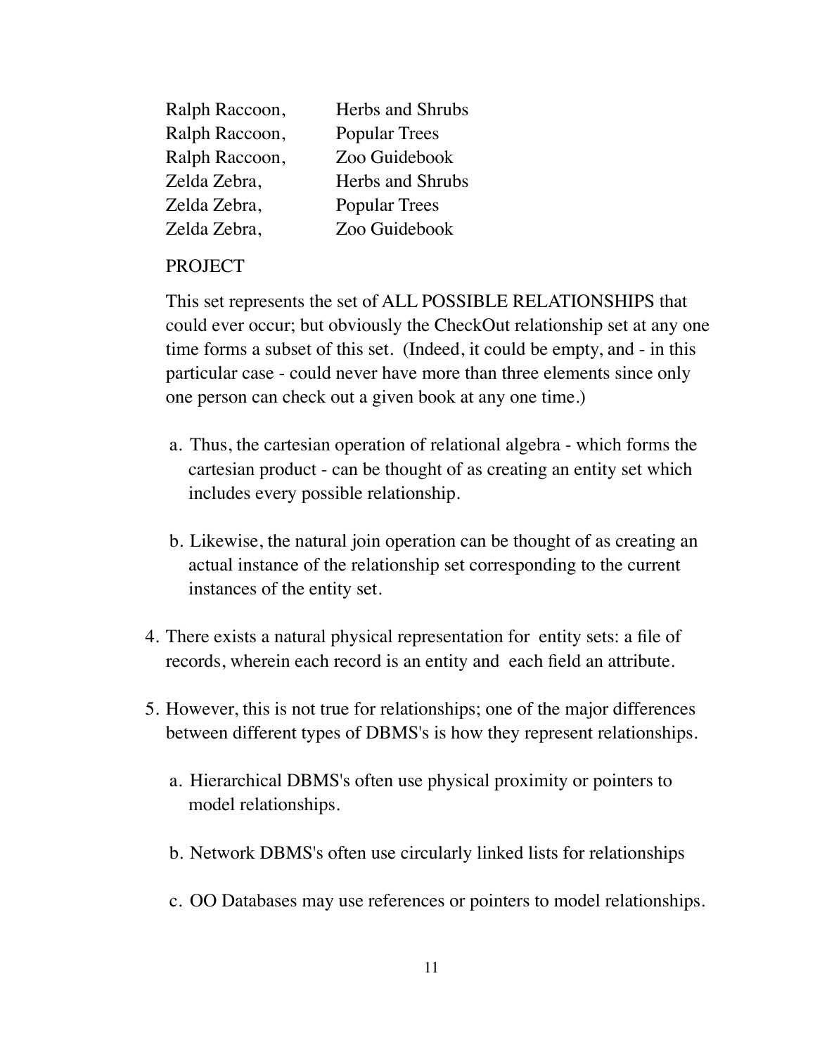| | |
|---|---|
| Ralph Raccoon, | Herbs and Shrubs |
| Ralph Raccoon, | Popular Trees |
| Ralph Raccoon, | Zoo Guidebook |
| Zelda Zebra, | Herbs and Shrubs |
| Zelda Zebra, | Popular Trees |
| Zelda Zebra, | Zoo Guidebook |

PROJECT

This set represents the set of ALL POSSIBLE RELATIONSHIPS that could ever occur; but obviously the CheckOut relationship set at any one time forms a subset of this set. (Indeed, it could be empty, and - in this particular case - could never have more than three elements since only one person can check out a given book at any one time.)

a. Thus, the cartesian operation of relational algebra - which forms the cartesian product - can be thought of as creating an entity set which includes every possible relationship.

b. Likewise, the natural join operation can be thought of as creating an actual instance of the relationship set corresponding to the current instances of the entity set.

4. There exists a natural physical representation for entity sets: a file of records, wherein each record is an entity and each field an attribute.

5. However, this is not true for relationships; one of the major differences between different types of DBMS's is how they represent relationships.

   a. Hierarchical DBMS's often use physical proximity or pointers to model relationships.

   b. Network DBMS's often use circularly linked lists for relationships

   c. OO Databases may use references or pointers to model relationships.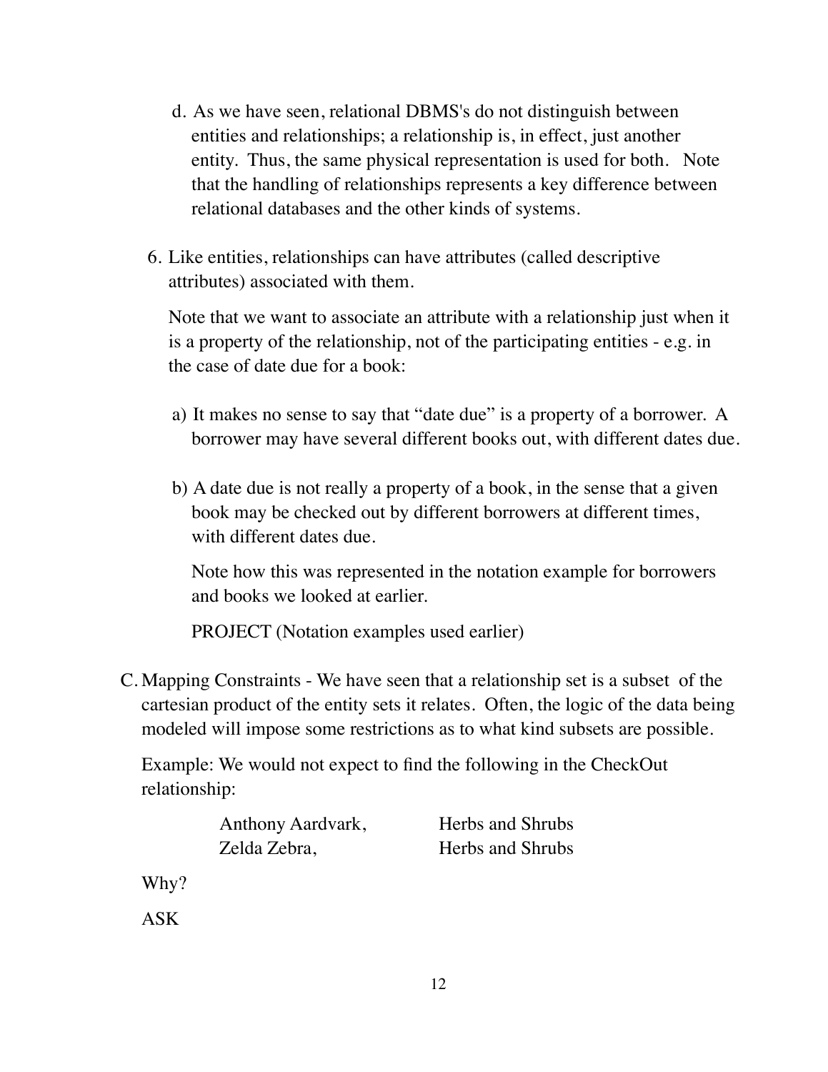d. As we have seen, relational DBMS's do not distinguish between entities and relationships; a relationship is, in effect, just another entity. Thus, the same physical representation is used for both. Note that the handling of relationships represents a key difference between relational databases and the other kinds of systems.

6. Like entities, relationships can have attributes (called descriptive attributes) associated with them.

   Note that we want to associate an attribute with a relationship just when it is a property of the relationship, not of the participating entities - e.g. in the case of date due for a book:

   a) It makes no sense to say that "date due" is a property of a borrower. A borrower may have several different books out, with different dates due.

   b) A date due is not really a property of a book, in the sense that a given book may be checked out by different borrowers at different times, with different dates due.

      Note how this was represented in the notation example for borrowers and books we looked at earlier.

      PROJECT (Notation examples used earlier)

C. Mapping Constraints - We have seen that a relationship set is a subset of the cartesian product of the entity sets it relates. Often, the logic of the data being modeled will impose some restrictions as to what kind subsets are possible.

   Example: We would not expect to find the following in the CheckOut relationship:

   | | |
   |---|---|
   | Anthony Aardvark, | Herbs and Shrubs |
   | Zelda Zebra, | Herbs and Shrubs |

   Why?

   ASK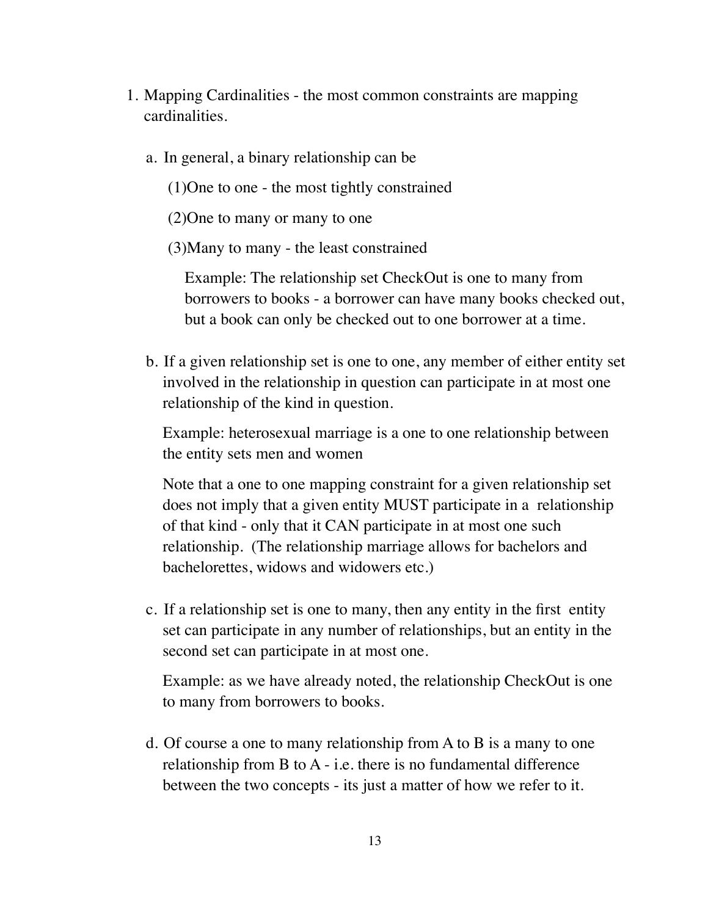1. Mapping Cardinalities - the most common constraints are mapping cardinalities.

   a. In general, a binary relationship can be

      (1) One to one - the most tightly constrained

      (2) One to many or many to one

      (3) Many to many - the least constrained

      Example: The relationship set CheckOut is one to many from borrowers to books - a borrower can have many books checked out, but a book can only be checked out to one borrower at a time.

   b. If a given relationship set is one to one, any member of either entity set involved in the relationship in question can participate in at most one relationship of the kind in question.

      Example: heterosexual marriage is a one to one relationship between the entity sets men and women

      Note that a one to one mapping constraint for a given relationship set does not imply that a given entity MUST participate in a relationship of that kind - only that it CAN participate in at most one such relationship. (The relationship marriage allows for bachelors and bachelorettes, widows and widowers etc.)

   c. If a relationship set is one to many, then any entity in the first entity set can participate in any number of relationships, but an entity in the second set can participate in at most one.

      Example: as we have already noted, the relationship CheckOut is one to many from borrowers to books.

   d. Of course a one to many relationship from A to B is a many to one relationship from B to A - i.e. there is no fundamental difference between the two concepts - its just a matter of how we refer to it.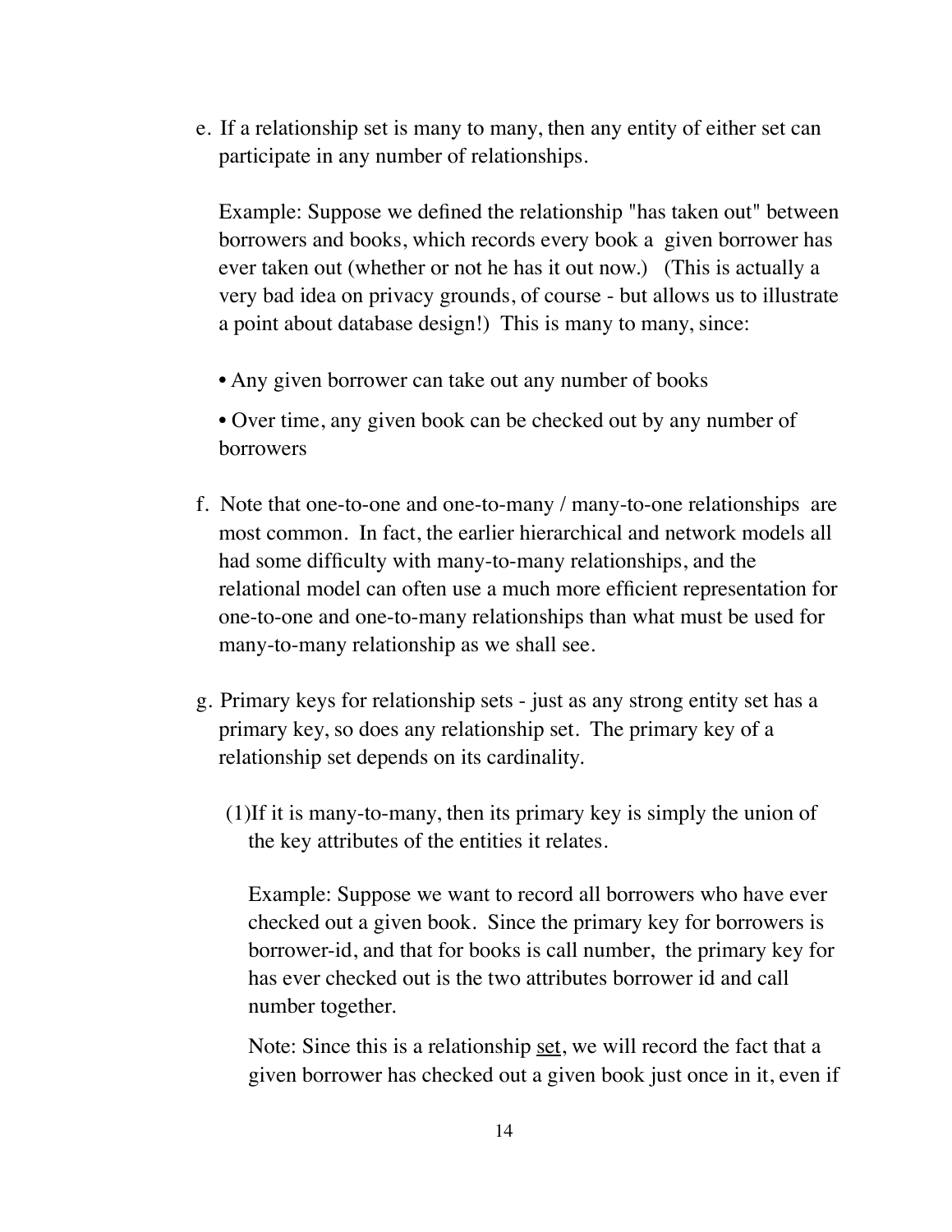e. If a relationship set is many to many, then any entity of either set can participate in any number of relationships.

   Example: Suppose we defined the relationship "has taken out" between borrowers and books, which records every book a given borrower has ever taken out (whether or not he has it out now.) (This is actually a very bad idea on privacy grounds, of course - but allows us to illustrate a point about database design!) This is many to many, since:

   • Any given borrower can take out any number of books

   • Over time, any given book can be checked out by any number of borrowers

f. Note that one-to-one and one-to-many / many-to-one relationships are most common. In fact, the earlier hierarchical and network models all had some difficulty with many-to-many relationships, and the relational model can often use a much more efficient representation for one-to-one and one-to-many relationships than what must be used for many-to-many relationship as we shall see.

g. Primary keys for relationship sets - just as any strong entity set has a primary key, so does any relationship set. The primary key of a relationship set depends on its cardinality.

   (1) If it is many-to-many, then its primary key is simply the union of the key attributes of the entities it relates.

   Example: Suppose we want to record all borrowers who have ever checked out a given book. Since the primary key for borrowers is borrower-id, and that for books is call number, the primary key for has ever checked out is the two attributes borrower id and call number together.

   Note: Since this is a relationship <u>set</u>, we will record the fact that a given borrower has checked out a given book just once in it, even if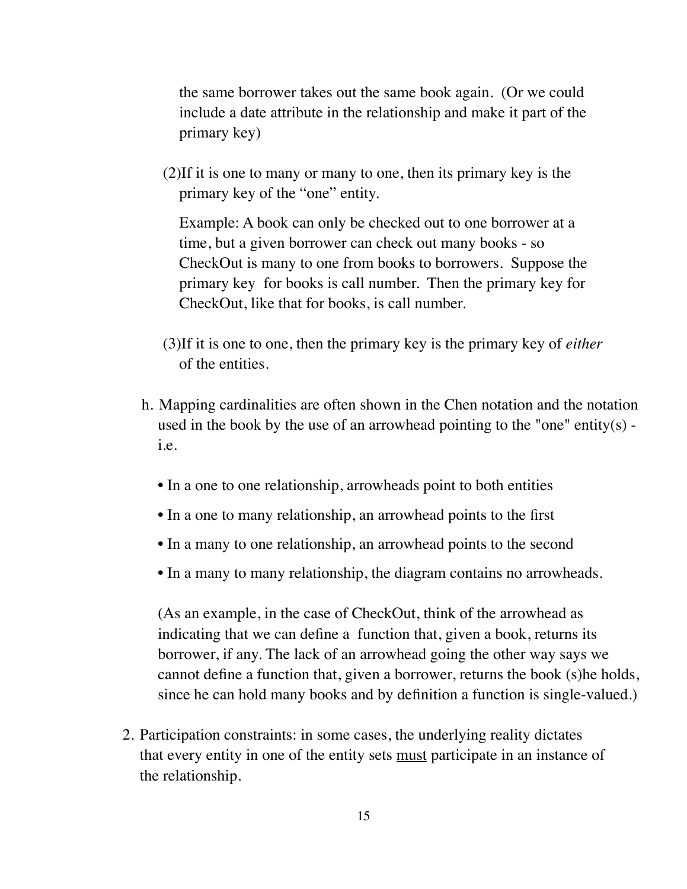the same borrower takes out the same book again. (Or we could include a date attribute in the relationship and make it part of the primary key)

(2)If it is one to many or many to one, then its primary key is the primary key of the "one" entity.

Example: A book can only be checked out to one borrower at a time, but a given borrower can check out many books - so CheckOut is many to one from books to borrowers. Suppose the primary key for books is call number. Then the primary key for CheckOut, like that for books, is call number.

(3)If it is one to one, then the primary key is the primary key of *either* of the entities.

h. Mapping cardinalities are often shown in the Chen notation and the notation used in the book by the use of an arrowhead pointing to the "one" entity(s) - i.e.

- In a one to one relationship, arrowheads point to both entities
- In a one to many relationship, an arrowhead points to the first
- In a many to one relationship, an arrowhead points to the second
- In a many to many relationship, the diagram contains no arrowheads.

(As an example, in the case of CheckOut, think of the arrowhead as indicating that we can define a function that, given a book, returns its borrower, if any. The lack of an arrowhead going the other way says we cannot define a function that, given a borrower, returns the book (s)he holds, since he can hold many books and by definition a function is single-valued.)

2. Participation constraints: in some cases, the underlying reality dictates that every entity in one of the entity sets <u>must</u> participate in an instance of the relationship.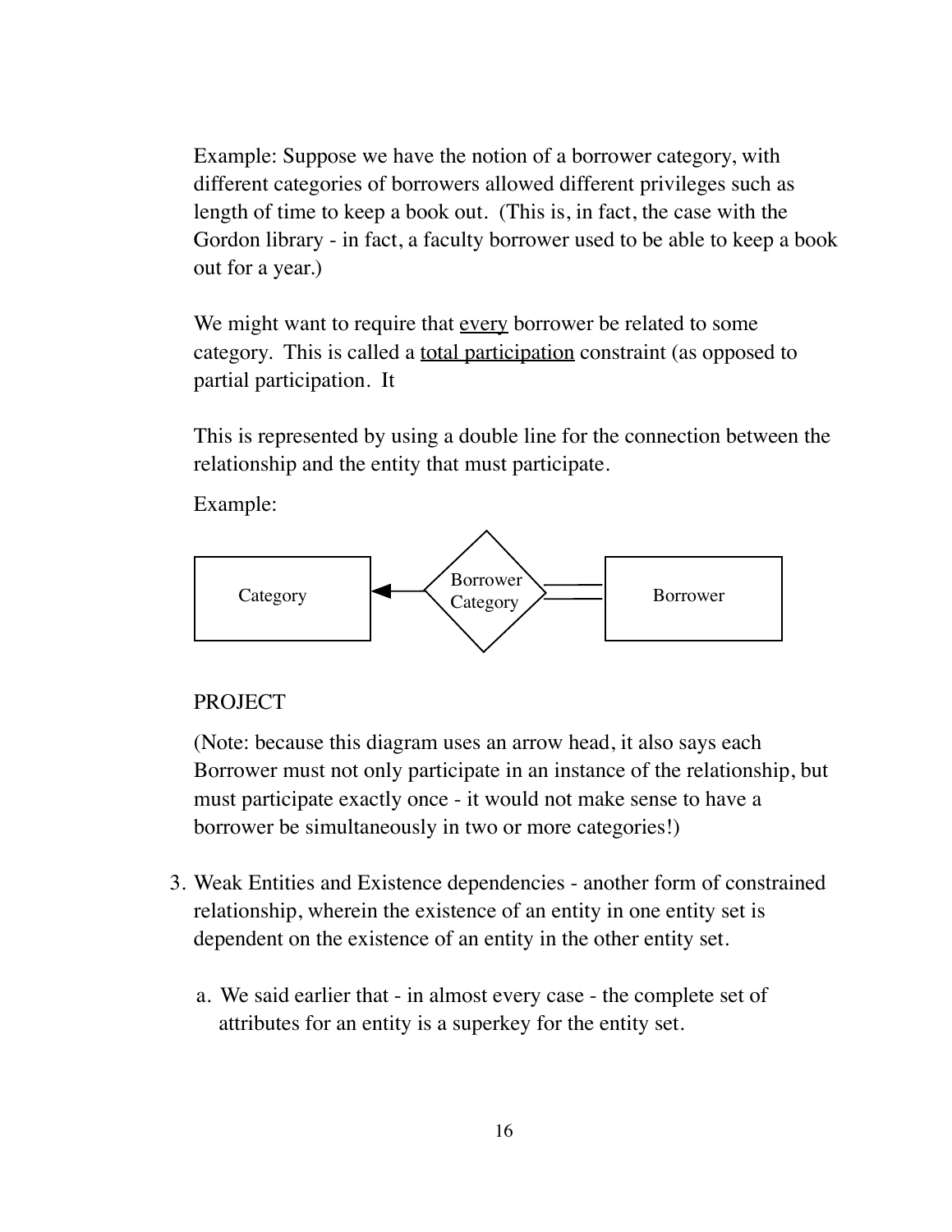Example: Suppose we have the notion of a borrower category, with different categories of borrowers allowed different privileges such as length of time to keep a book out. (This is, in fact, the case with the Gordon library - in fact, a faculty borrower used to be able to keep a book out for a year.)

We might want to require that <u>every</u> borrower be related to some category. This is called a <u>total participation</u> constraint (as opposed to partial participation. It

This is represented by using a double line for the connection between the relationship and the entity that must participate.

Example:

Category ◄— Borrower Category ═ Borrower

PROJECT

(Note: because this diagram uses an arrow head, it also says each Borrower must not only participate in an instance of the relationship, but must participate exactly once - it would not make sense to have a borrower be simultaneously in two or more categories!)

3. Weak Entities and Existence dependencies - another form of constrained relationship, wherein the existence of an entity in one entity set is dependent on the existence of an entity in the other entity set.

   a. We said earlier that - in almost every case - the complete set of attributes for an entity is a superkey for the entity set.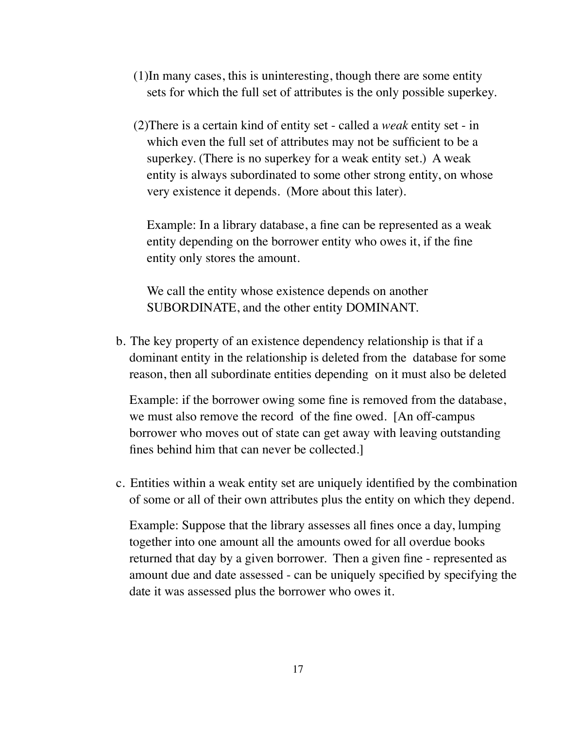(1) In many cases, this is uninteresting, though there are some entity sets for which the full set of attributes is the only possible superkey.

(2) There is a certain kind of entity set - called a *weak* entity set - in which even the full set of attributes may not be sufficient to be a superkey. (There is no superkey for a weak entity set.) A weak entity is always subordinated to some other strong entity, on whose very existence it depends. (More about this later).

Example: In a library database, a fine can be represented as a weak entity depending on the borrower entity who owes it, if the fine entity only stores the amount.

We call the entity whose existence depends on another SUBORDINATE, and the other entity DOMINANT.

b. The key property of an existence dependency relationship is that if a dominant entity in the relationship is deleted from the database for some reason, then all subordinate entities depending on it must also be deleted

Example: if the borrower owing some fine is removed from the database, we must also remove the record of the fine owed. [An off-campus borrower who moves out of state can get away with leaving outstanding fines behind him that can never be collected.]

c. Entities within a weak entity set are uniquely identified by the combination of some or all of their own attributes plus the entity on which they depend.

Example: Suppose that the library assesses all fines once a day, lumping together into one amount all the amounts owed for all overdue books returned that day by a given borrower. Then a given fine - represented as amount due and date assessed - can be uniquely specified by specifying the date it was assessed plus the borrower who owes it.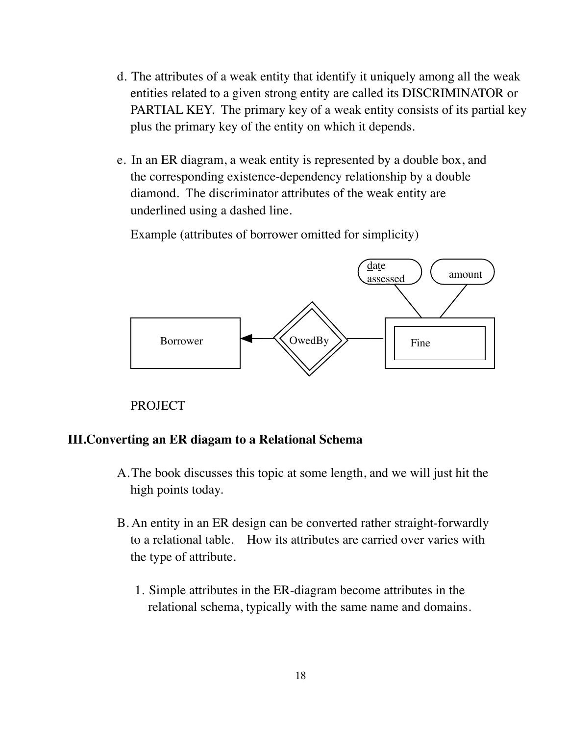d. The attributes of a weak entity that identify it uniquely among all the weak entities related to a given strong entity are called its DISCRIMINATOR or PARTIAL KEY. The primary key of a weak entity consists of its partial key plus the primary key of the entity on which it depends.

e. In an ER diagram, a weak entity is represented by a double box, and the corresponding existence-dependency relationship by a double diamond. The discriminator attributes of the weak entity are underlined using a dashed line.

Example (attributes of borrower omitted for simplicity)

PROJECT

## III. Converting an ER diagam to a Relational Schema

A. The book discusses this topic at some length, and we will just hit the high points today.

B. An entity in an ER design can be converted rather straight-forwardly to a relational table. How its attributes are carried over varies with the type of attribute.

1. Simple attributes in the ER-diagram become attributes in the relational schema, typically with the same name and domains.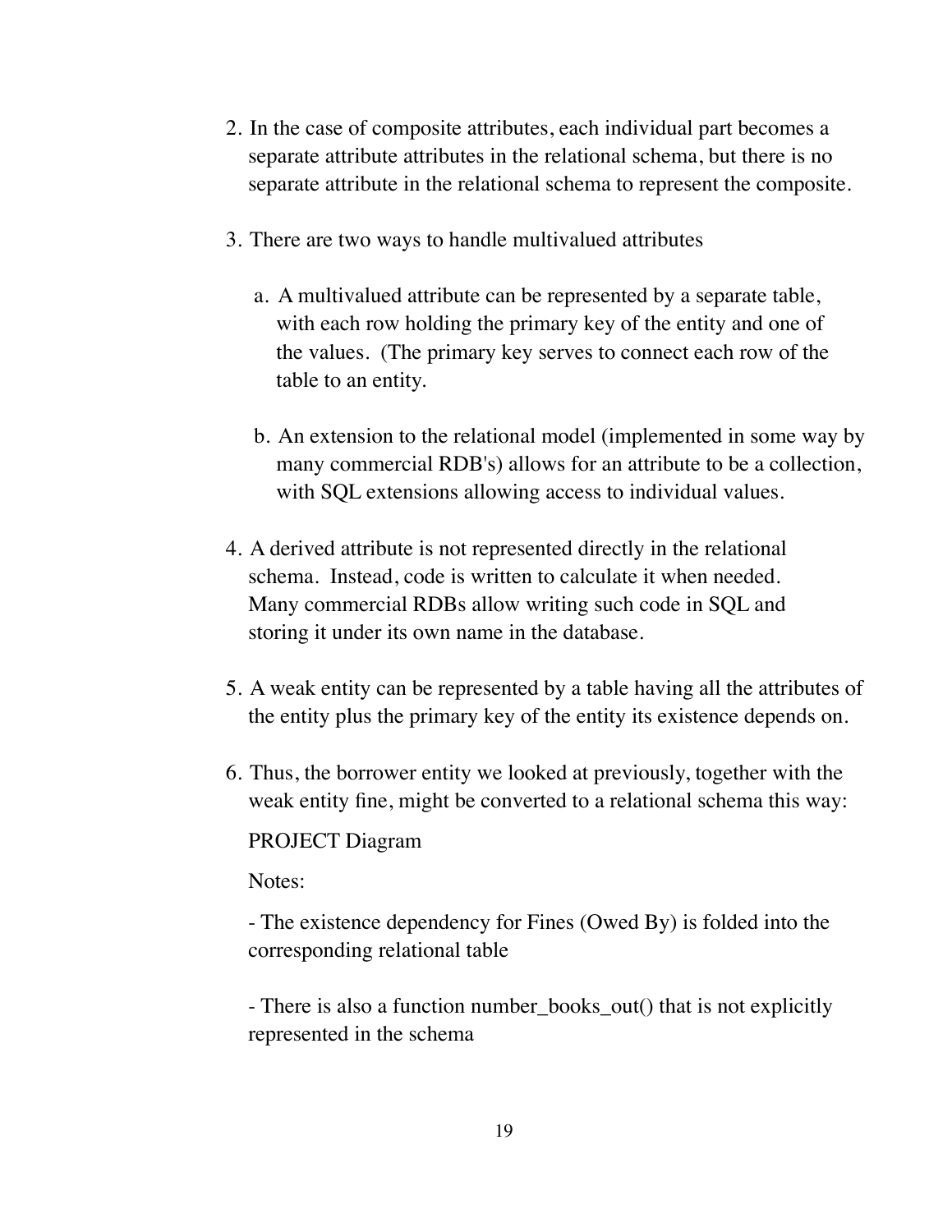2. In the case of composite attributes, each individual part becomes a separate attribute attributes in the relational schema, but there is no separate attribute in the relational schema to represent the composite.

3. There are two ways to handle multivalued attributes

   a. A multivalued attribute can be represented by a separate table, with each row holding the primary key of the entity and one of the values. (The primary key serves to connect each row of the table to an entity.

   b. An extension to the relational model (implemented in some way by many commercial RDB's) allows for an attribute to be a collection, with SQL extensions allowing access to individual values.

4. A derived attribute is not represented directly in the relational schema. Instead, code is written to calculate it when needed. Many commercial RDBs allow writing such code in SQL and storing it under its own name in the database.

5. A weak entity can be represented by a table having all the attributes of the entity plus the primary key of the entity its existence depends on.

6. Thus, the borrower entity we looked at previously, together with the weak entity fine, might be converted to a relational schema this way:

   PROJECT Diagram

   Notes:

   - The existence dependency for Fines (Owed By) is folded into the corresponding relational table

   - There is also a function number_books_out() that is not explicitly represented in the schema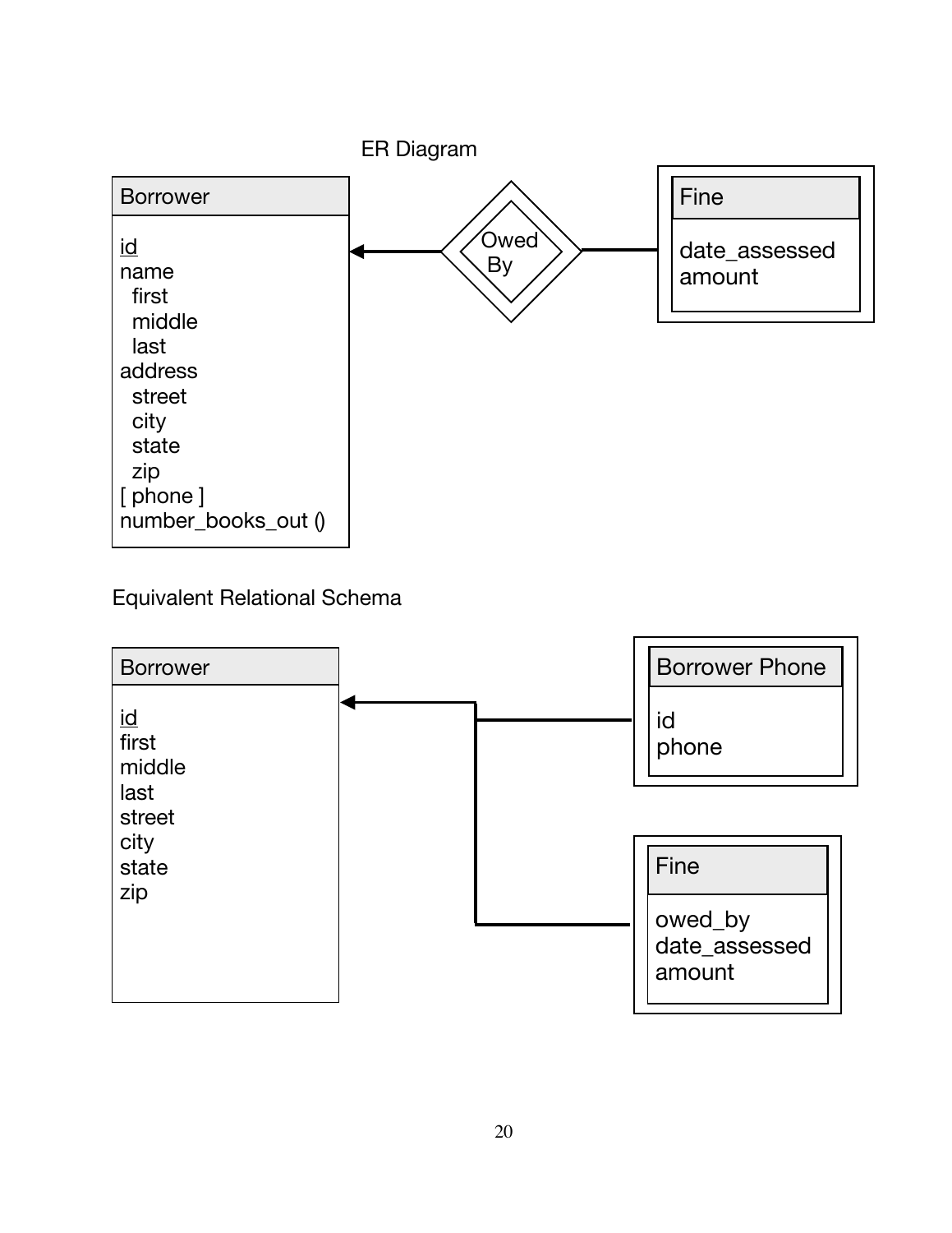ER Diagram

**Borrower**

- id
- name
  - first
  - middle
  - last
- address
  - street
  - city
  - state
  - zip
- [ phone ]
- number_books_out ()

**Owed By**

**Fine**

- date_assessed
- amount

Equivalent Relational Schema

**Borrower**

- id
- first
- middle
- last
- street
- city
- state
- zip

**Borrower Phone**

- id
- phone

**Fine**

- owed_by
- date_assessed
- amount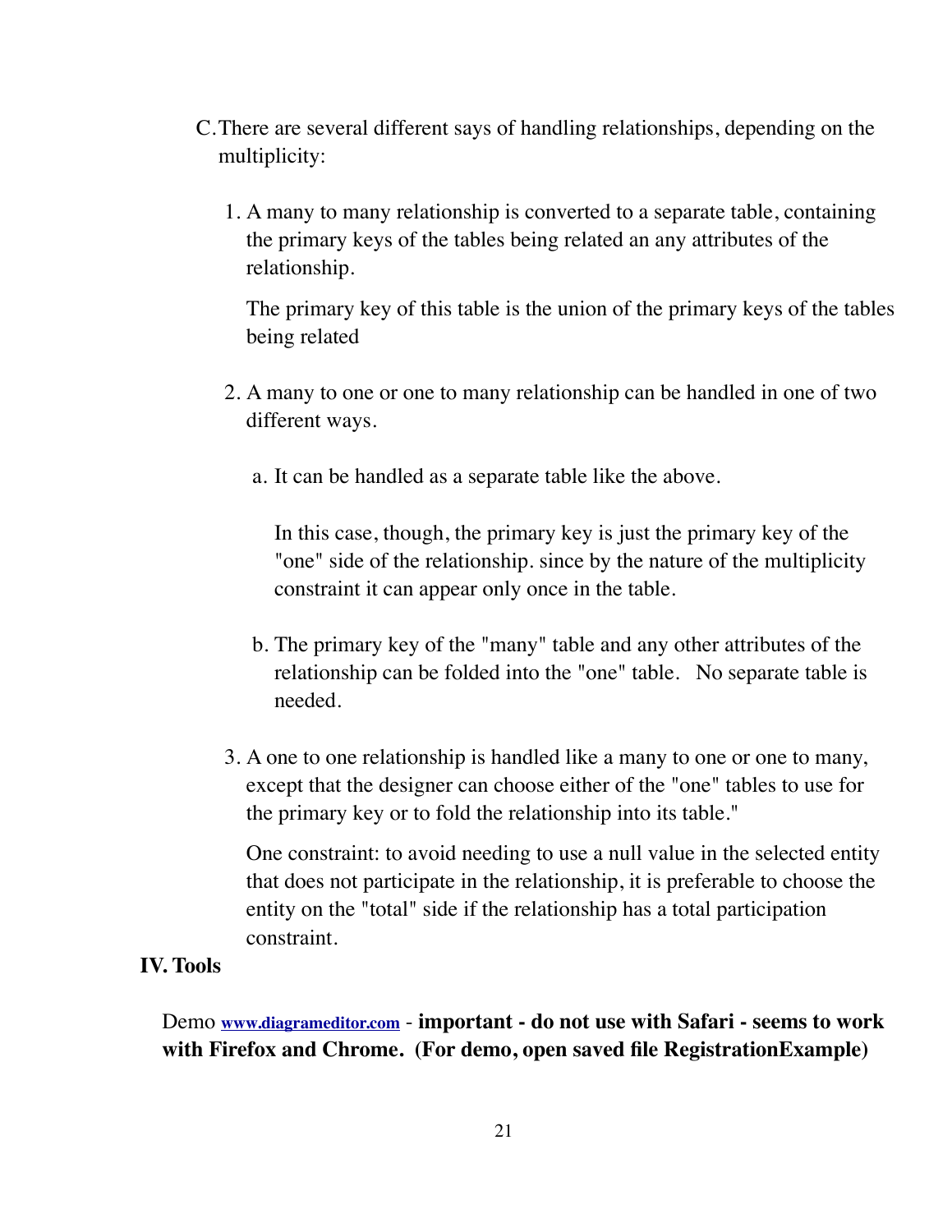C. There are several different says of handling relationships, depending on the multiplicity:

1. A many to many relationship is converted to a separate table, containing the primary keys of the tables being related an any attributes of the relationship.

   The primary key of this table is the union of the primary keys of the tables being related

2. A many to one or one to many relationship can be handled in one of two different ways.

   a. It can be handled as a separate table like the above.

      In this case, though, the primary key is just the primary key of the "one" side of the relationship. since by the nature of the multiplicity constraint it can appear only once in the table.

   b. The primary key of the "many" table and any other attributes of the relationship can be folded into the "one" table.  No separate table is needed.

3. A one to one relationship is handled like a many to one or one to many, except that the designer can choose either of the "one" tables to use for the primary key or to fold the relationship into its table."

   One constraint: to avoid needing to use a null value in the selected entity that does not participate in the relationship, it is preferable to choose the entity on the "total" side if the relationship has a total participation constraint.

**IV. Tools**

Demo [www.diagrameditor.com](http://www.diagrameditor.com) - **important - do not use with Safari - seems to work with Firefox and Chrome. (For demo, open saved file RegistrationExample)**